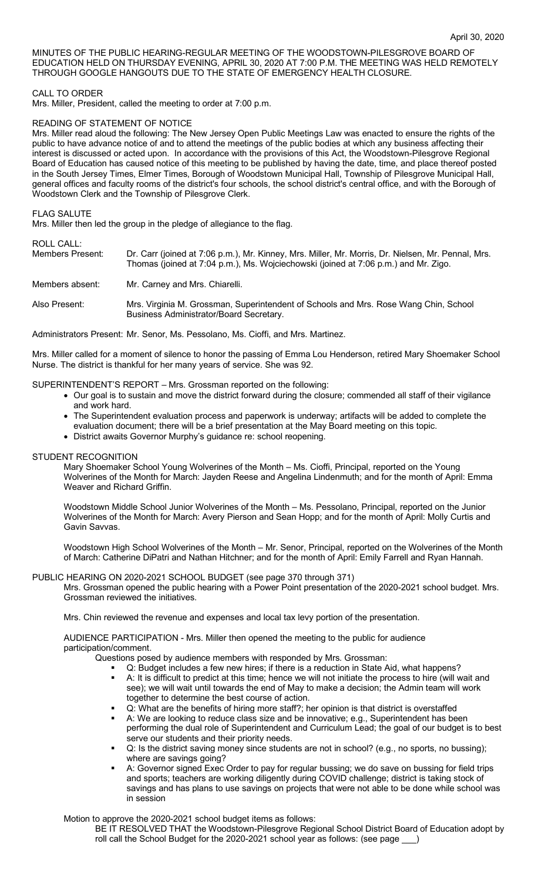MINUTES OF THE PUBLIC HEARING-REGULAR MEETING OF THE WOODSTOWN-PILESGROVE BOARD OF EDUCATION HELD ON THURSDAY EVENING, APRIL 30, 2020 AT 7:00 P.M. THE MEETING WAS HELD REMOTELY THROUGH GOOGLE HANGOUTS DUE TO THE STATE OF EMERGENCY HEALTH CLOSURE.

CALL TO ORDER

Mrs. Miller, President, called the meeting to order at 7:00 p.m.

READING OF STATEMENT OF NOTICE

Mrs. Miller read aloud the following: The New Jersey Open Public Meetings Law was enacted to ensure the rights of the public to have advance notice of and to attend the meetings of the public bodies at which any business affecting their interest is discussed or acted upon. In accordance with the provisions of this Act, the Woodstown-Pilesgrove Regional Board of Education has caused notice of this meeting to be published by having the date, time, and place thereof posted in the South Jersey Times, Elmer Times, Borough of Woodstown Municipal Hall, Township of Pilesgrove Municipal Hall, general offices and faculty rooms of the district's four schools, the school district's central office, and with the Borough of Woodstown Clerk and the Township of Pilesgrove Clerk.

FLAG SALUTE

Mrs. Miller then led the group in the pledge of allegiance to the flag.

ROLL CALL:

| | |
|---|---|
| Members Present: | Dr. Carr (joined at 7:06 p.m.), Mr. Kinney, Mrs. Miller, Mr. Morris, Dr. Nielsen, Mr. Pennal, Mrs. Thomas (joined at 7:04 p.m.), Ms. Wojciechowski (joined at 7:06 p.m.) and Mr. Zigo. |
| Members absent: | Mr. Carney and Mrs. Chiarelli. |
| Also Present: | Mrs. Virginia M. Grossman, Superintendent of Schools and Mrs. Rose Wang Chin, School Business Administrator/Board Secretary. |

Administrators Present: Mr. Senor, Ms. Pessolano, Ms. Cioffi, and Mrs. Martinez.

Mrs. Miller called for a moment of silence to honor the passing of Emma Lou Henderson, retired Mary Shoemaker School Nurse. The district is thankful for her many years of service. She was 92.

SUPERINTENDENT'S REPORT – Mrs. Grossman reported on the following:

- Our goal is to sustain and move the district forward during the closure; commended all staff of their vigilance and work hard.
- The Superintendent evaluation process and paperwork is underway; artifacts will be added to complete the evaluation document; there will be a brief presentation at the May Board meeting on this topic.
- District awaits Governor Murphy's guidance re: school reopening.

STUDENT RECOGNITION

Mary Shoemaker School Young Wolverines of the Month – Ms. Cioffi, Principal, reported on the Young Wolverines of the Month for March: Jayden Reese and Angelina Lindenmuth; and for the month of April: Emma Weaver and Richard Griffin.

Woodstown Middle School Junior Wolverines of the Month – Ms. Pessolano, Principal, reported on the Junior Wolverines of the Month for March: Avery Pierson and Sean Hopp; and for the month of April: Molly Curtis and Gavin Savvas.

Woodstown High School Wolverines of the Month – Mr. Senor, Principal, reported on the Wolverines of the Month of March: Catherine DiPatri and Nathan Hitchner; and for the month of April: Emily Farrell and Ryan Hannah.

PUBLIC HEARING ON 2020-2021 SCHOOL BUDGET (see page 370 through 371)

Mrs. Grossman opened the public hearing with a Power Point presentation of the 2020-2021 school budget. Mrs. Grossman reviewed the initiatives.

Mrs. Chin reviewed the revenue and expenses and local tax levy portion of the presentation.

AUDIENCE PARTICIPATION - Mrs. Miller then opened the meeting to the public for audience participation/comment.

Questions posed by audience members with responded by Mrs. Grossman:

- Q: Budget includes a few new hires; if there is a reduction in State Aid, what happens?
- A: It is difficult to predict at this time; hence we will not initiate the process to hire (will wait and see); we will wait until towards the end of May to make a decision; the Admin team will work together to determine the best course of action.
- Q: What are the benefits of hiring more staff?; her opinion is that district is overstaffed
- A: We are looking to reduce class size and be innovative; e.g., Superintendent has been performing the dual role of Superintendent and Curriculum Lead; the goal of our budget is to best serve our students and their priority needs.
- Q: Is the district saving money since students are not in school? (e.g., no sports, no bussing); where are savings going?
- A: Governor signed Exec Order to pay for regular bussing; we do save on bussing for field trips and sports; teachers are working diligently during COVID challenge; district is taking stock of savings and has plans to use savings on projects that were not able to be done while school was in session

Motion to approve the 2020-2021 school budget items as follows:

BE IT RESOLVED THAT the Woodstown-Pilesgrove Regional School District Board of Education adopt by roll call the School Budget for the 2020-2021 school year as follows: (see page \_\_\_)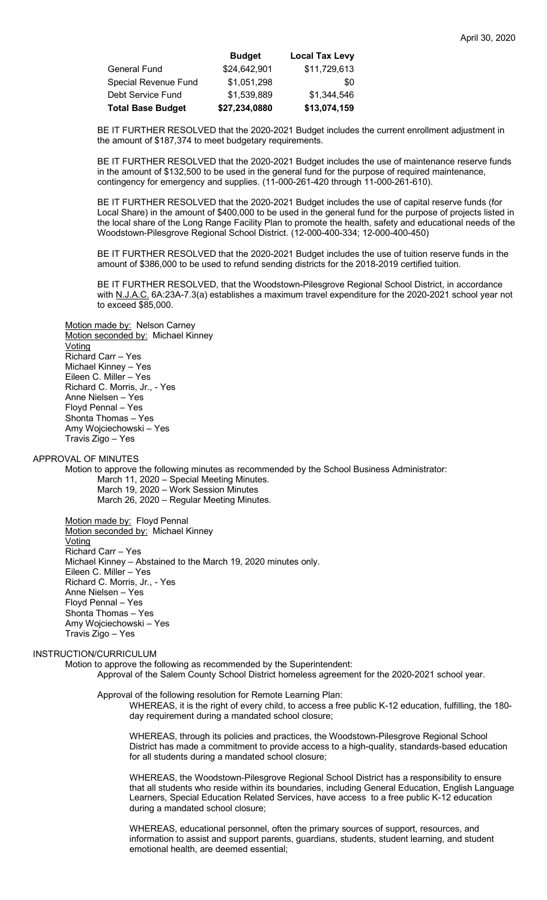| | Budget | Local Tax Levy |
|---|---|---|
| General Fund | $24,642,901 | $11,729,613 |
| Special Revenue Fund | $1,051,298 | $0 |
| Debt Service Fund | $1,539,889 | $1,344,546 |
| **Total Base Budget** | **$27,234,0880** | **$13,074,159** |

BE IT FURTHER RESOLVED that the 2020-2021 Budget includes the current enrollment adjustment in the amount of $187,374 to meet budgetary requirements.

BE IT FURTHER RESOLVED that the 2020-2021 Budget includes the use of maintenance reserve funds in the amount of $132,500 to be used in the general fund for the purpose of required maintenance, contingency for emergency and supplies. (11-000-261-420 through 11-000-261-610).

BE IT FURTHER RESOLVED that the 2020-2021 Budget includes the use of capital reserve funds (for Local Share) in the amount of $400,000 to be used in the general fund for the purpose of projects listed in the local share of the Long Range Facility Plan to promote the health, safety and educational needs of the Woodstown-Pilesgrove Regional School District. (12-000-400-334; 12-000-400-450)

BE IT FURTHER RESOLVED that the 2020-2021 Budget includes the use of tuition reserve funds in the amount of $386,000 to be used to refund sending districts for the 2018-2019 certified tuition.

BE IT FURTHER RESOLVED, that the Woodstown-Pilesgrove Regional School District, in accordance with N.J.A.C. 6A:23A-7.3(a) establishes a maximum travel expenditure for the 2020-2021 school year not to exceed $85,000.

Motion made by: Nelson Carney
Motion seconded by: Michael Kinney
Voting
Richard Carr – Yes
Michael Kinney – Yes
Eileen C. Miller – Yes
Richard C. Morris, Jr., - Yes
Anne Nielsen – Yes
Floyd Pennal – Yes
Shonta Thomas – Yes
Amy Wojciechowski – Yes
Travis Zigo – Yes

APPROVAL OF MINUTES

Motion to approve the following minutes as recommended by the School Business Administrator:
- March 11, 2020 – Special Meeting Minutes.
- March 19, 2020 – Work Session Minutes
- March 26, 2020 – Regular Meeting Minutes.

Motion made by: Floyd Pennal
Motion seconded by: Michael Kinney
Voting
Richard Carr – Yes
Michael Kinney – Abstained to the March 19, 2020 minutes only.
Eileen C. Miller – Yes
Richard C. Morris, Jr., - Yes
Anne Nielsen – Yes
Floyd Pennal – Yes
Shonta Thomas – Yes
Amy Wojciechowski – Yes
Travis Zigo – Yes

INSTRUCTION/CURRICULUM

Motion to approve the following as recommended by the Superintendent:

Approval of the Salem County School District homeless agreement for the 2020-2021 school year.

Approval of the following resolution for Remote Learning Plan:

WHEREAS, it is the right of every child, to access a free public K-12 education, fulfilling, the 180-day requirement during a mandated school closure;

WHEREAS, through its policies and practices, the Woodstown-Pilesgrove Regional School District has made a commitment to provide access to a high-quality, standards-based education for all students during a mandated school closure;

WHEREAS, the Woodstown-Pilesgrove Regional School District has a responsibility to ensure that all students who reside within its boundaries, including General Education, English Language Learners, Special Education Related Services, have access to a free public K-12 education during a mandated school closure;

WHEREAS, educational personnel, often the primary sources of support, resources, and information to assist and support parents, guardians, students, student learning, and student emotional health, are deemed essential;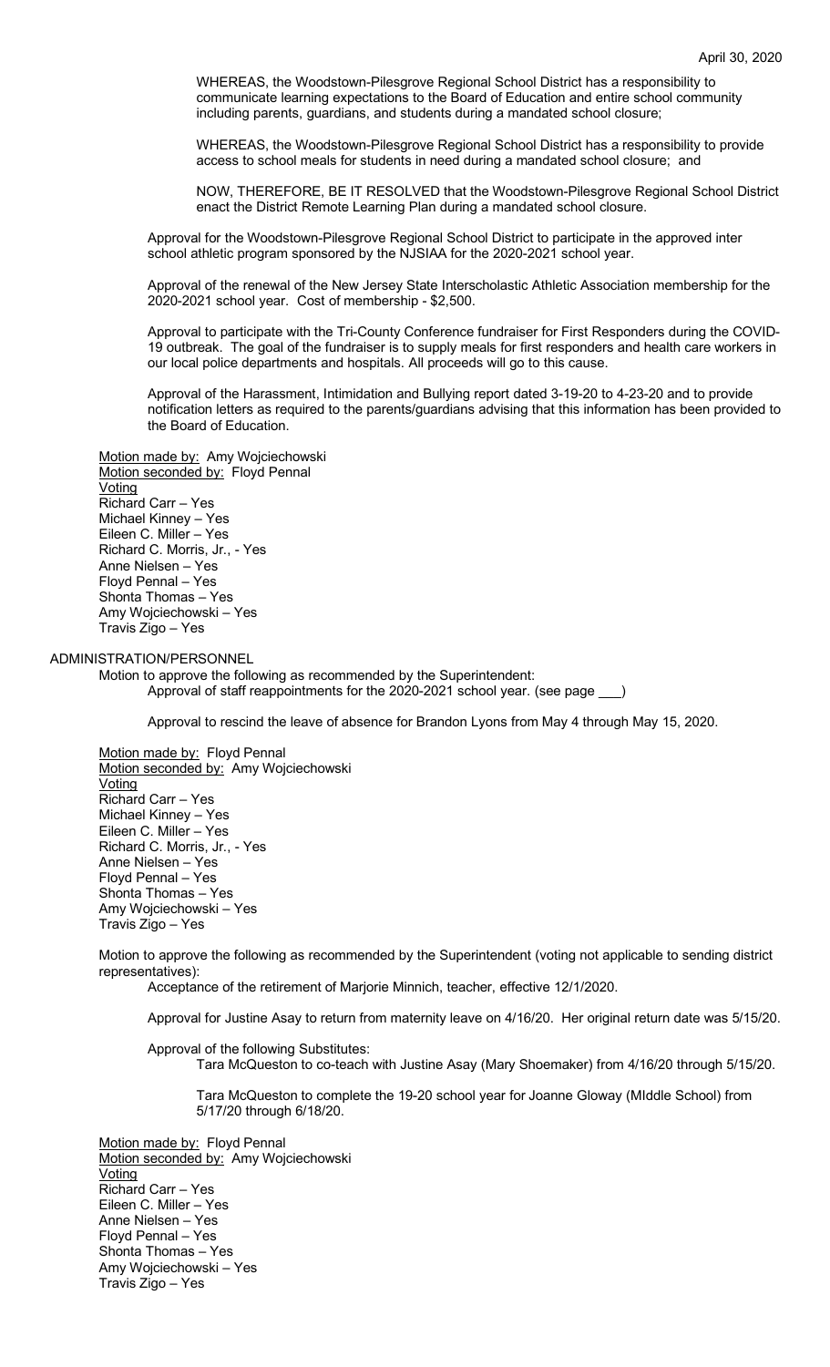WHEREAS, the Woodstown-Pilesgrove Regional School District has a responsibility to communicate learning expectations to the Board of Education and entire school community including parents, guardians, and students during a mandated school closure;

WHEREAS, the Woodstown-Pilesgrove Regional School District has a responsibility to provide access to school meals for students in need during a mandated school closure; and

NOW, THEREFORE, BE IT RESOLVED that the Woodstown-Pilesgrove Regional School District enact the District Remote Learning Plan during a mandated school closure.

Approval for the Woodstown-Pilesgrove Regional School District to participate in the approved inter school athletic program sponsored by the NJSIAA for the 2020-2021 school year.

Approval of the renewal of the New Jersey State Interscholastic Athletic Association membership for the 2020-2021 school year. Cost of membership - $2,500.

Approval to participate with the Tri-County Conference fundraiser for First Responders during the COVID-19 outbreak. The goal of the fundraiser is to supply meals for first responders and health care workers in our local police departments and hospitals. All proceeds will go to this cause.

Approval of the Harassment, Intimidation and Bullying report dated 3-19-20 to 4-23-20 and to provide notification letters as required to the parents/guardians advising that this information has been provided to the Board of Education.

Motion made by: Amy Wojciechowski
Motion seconded by: Floyd Pennal
Voting
Richard Carr – Yes
Michael Kinney – Yes
Eileen C. Miller – Yes
Richard C. Morris, Jr., - Yes
Anne Nielsen – Yes
Floyd Pennal – Yes
Shonta Thomas – Yes
Amy Wojciechowski – Yes
Travis Zigo – Yes

ADMINISTRATION/PERSONNEL

Motion to approve the following as recommended by the Superintendent:

Approval of staff reappointments for the 2020-2021 school year. (see page ___)

Approval to rescind the leave of absence for Brandon Lyons from May 4 through May 15, 2020.

Motion made by: Floyd Pennal
Motion seconded by: Amy Wojciechowski
Voting
Richard Carr – Yes
Michael Kinney – Yes
Eileen C. Miller – Yes
Richard C. Morris, Jr., - Yes
Anne Nielsen – Yes
Floyd Pennal – Yes
Shonta Thomas – Yes
Amy Wojciechowski – Yes
Travis Zigo – Yes

Motion to approve the following as recommended by the Superintendent (voting not applicable to sending district representatives):

Acceptance of the retirement of Marjorie Minnich, teacher, effective 12/1/2020.

Approval for Justine Asay to return from maternity leave on 4/16/20. Her original return date was 5/15/20.

Approval of the following Substitutes:

Tara McQueston to co-teach with Justine Asay (Mary Shoemaker) from 4/16/20 through 5/15/20.

Tara McQueston to complete the 19-20 school year for Joanne Gloway (MIddle School) from 5/17/20 through 6/18/20.

Motion made by: Floyd Pennal
Motion seconded by: Amy Wojciechowski
Voting
Richard Carr – Yes
Eileen C. Miller – Yes
Anne Nielsen – Yes
Floyd Pennal – Yes
Shonta Thomas – Yes
Amy Wojciechowski – Yes
Travis Zigo – Yes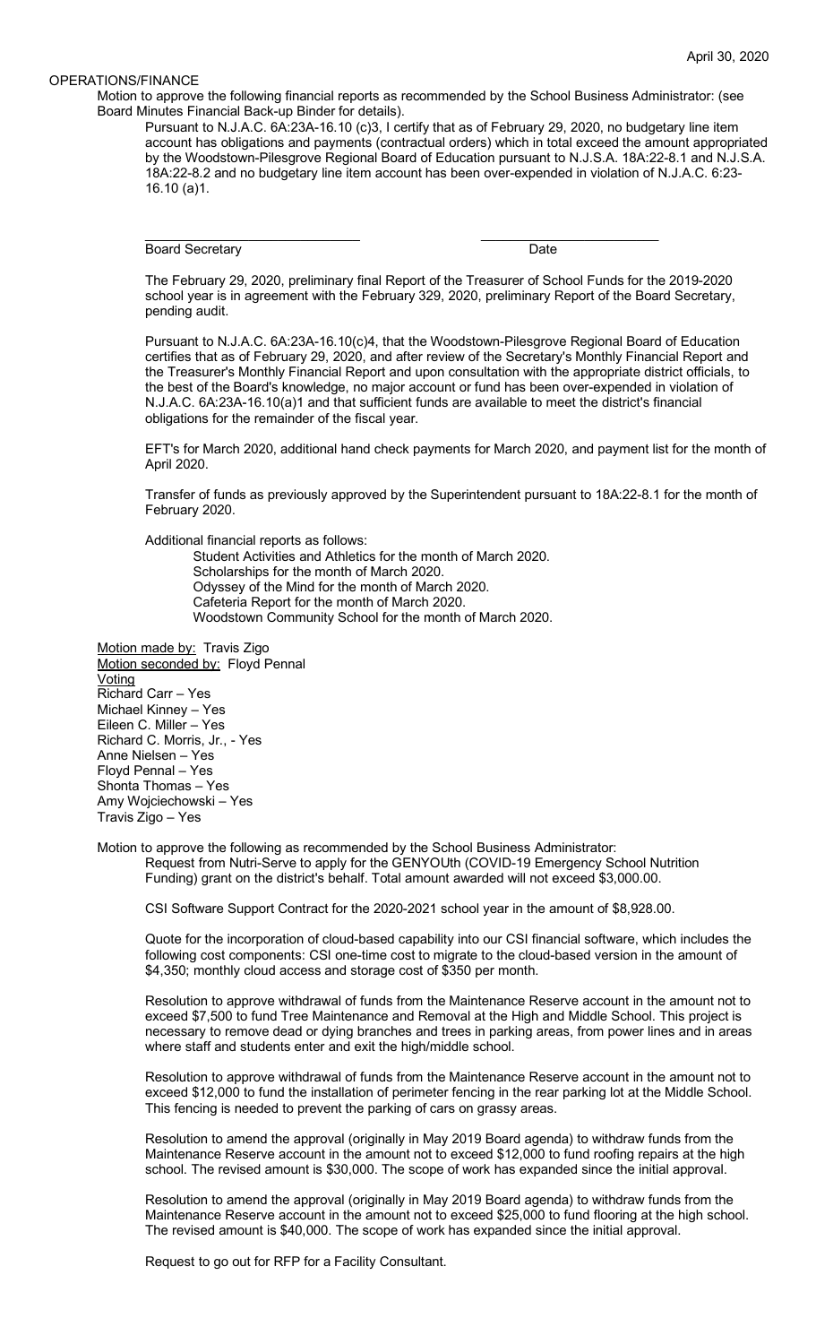April 30, 2020

OPERATIONS/FINANCE

Motion to approve the following financial reports as recommended by the School Business Administrator: (see Board Minutes Financial Back-up Binder for details).

Pursuant to N.J.A.C. 6A:23A-16.10 (c)3, I certify that as of February 29, 2020, no budgetary line item account has obligations and payments (contractual orders) which in total exceed the amount appropriated by the Woodstown-Pilesgrove Regional Board of Education pursuant to N.J.S.A. 18A:22-8.1 and N.J.S.A. 18A:22-8.2 and no budgetary line item account has been over-expended in violation of N.J.A.C. 6:23-16.10 (a)1.

_____________________________ &nbsp;&nbsp;&nbsp;&nbsp;&nbsp;&nbsp;&nbsp;&nbsp; _____________________________
Board Secretary &nbsp;&nbsp;&nbsp;&nbsp;&nbsp;&nbsp;&nbsp;&nbsp;&nbsp;&nbsp;&nbsp;&nbsp;&nbsp;&nbsp;&nbsp;&nbsp;&nbsp;&nbsp;&nbsp;&nbsp;&nbsp;&nbsp;&nbsp;&nbsp;&nbsp;&nbsp;&nbsp;&nbsp;&nbsp;&nbsp;&nbsp;&nbsp; Date

The February 29, 2020, preliminary final Report of the Treasurer of School Funds for the 2019-2020 school year is in agreement with the February 329, 2020, preliminary Report of the Board Secretary, pending audit.

Pursuant to N.J.A.C. 6A:23A-16.10(c)4, that the Woodstown-Pilesgrove Regional Board of Education certifies that as of February 29, 2020, and after review of the Secretary's Monthly Financial Report and the Treasurer's Monthly Financial Report and upon consultation with the appropriate district officials, to the best of the Board's knowledge, no major account or fund has been over-expended in violation of N.J.A.C. 6A:23A-16.10(a)1 and that sufficient funds are available to meet the district's financial obligations for the remainder of the fiscal year.

EFT's for March 2020, additional hand check payments for March 2020, and payment list for the month of April 2020.

Transfer of funds as previously approved by the Superintendent pursuant to 18A:22-8.1 for the month of February 2020.

Additional financial reports as follows:

- Student Activities and Athletics for the month of March 2020.
- Scholarships for the month of March 2020.
- Odyssey of the Mind for the month of March 2020.
- Cafeteria Report for the month of March 2020.
- Woodstown Community School for the month of March 2020.

Motion made by: Travis Zigo
Motion seconded by: Floyd Pennal
Voting
Richard Carr – Yes
Michael Kinney – Yes
Eileen C. Miller – Yes
Richard C. Morris, Jr., - Yes
Anne Nielsen – Yes
Floyd Pennal – Yes
Shonta Thomas – Yes
Amy Wojciechowski – Yes
Travis Zigo – Yes

Motion to approve the following as recommended by the School Business Administrator:

Request from Nutri-Serve to apply for the GENYOUth (COVID-19 Emergency School Nutrition Funding) grant on the district's behalf. Total amount awarded will not exceed $3,000.00.

CSI Software Support Contract for the 2020-2021 school year in the amount of $8,928.00.

Quote for the incorporation of cloud-based capability into our CSI financial software, which includes the following cost components: CSI one-time cost to migrate to the cloud-based version in the amount of $4,350; monthly cloud access and storage cost of $350 per month.

Resolution to approve withdrawal of funds from the Maintenance Reserve account in the amount not to exceed $7,500 to fund Tree Maintenance and Removal at the High and Middle School. This project is necessary to remove dead or dying branches and trees in parking areas, from power lines and in areas where staff and students enter and exit the high/middle school.

Resolution to approve withdrawal of funds from the Maintenance Reserve account in the amount not to exceed $12,000 to fund the installation of perimeter fencing in the rear parking lot at the Middle School. This fencing is needed to prevent the parking of cars on grassy areas.

Resolution to amend the approval (originally in May 2019 Board agenda) to withdraw funds from the Maintenance Reserve account in the amount not to exceed $12,000 to fund roofing repairs at the high school. The revised amount is $30,000. The scope of work has expanded since the initial approval.

Resolution to amend the approval (originally in May 2019 Board agenda) to withdraw funds from the Maintenance Reserve account in the amount not to exceed $25,000 to fund flooring at the high school. The revised amount is $40,000. The scope of work has expanded since the initial approval.

Request to go out for RFP for a Facility Consultant.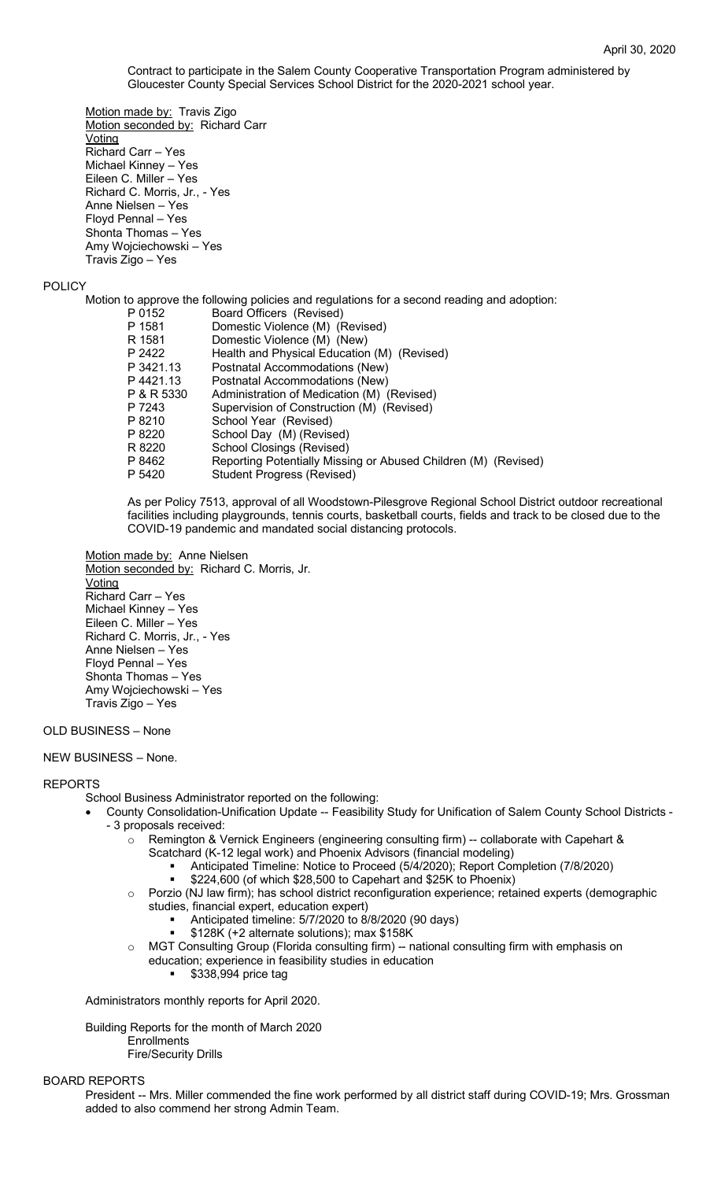April 30, 2020

Contract to participate in the Salem County Cooperative Transportation Program administered by Gloucester County Special Services School District for the 2020-2021 school year.

Motion made by: Travis Zigo
Motion seconded by: Richard Carr
Voting
Richard Carr – Yes
Michael Kinney – Yes
Eileen C. Miller – Yes
Richard C. Morris, Jr., - Yes
Anne Nielsen – Yes
Floyd Pennal – Yes
Shonta Thomas – Yes
Amy Wojciechowski – Yes
Travis Zigo – Yes

POLICY

Motion to approve the following policies and regulations for a second reading and adoption:

| | |
|---|---|
| P 0152 | Board Officers (Revised) |
| P 1581 | Domestic Violence (M) (Revised) |
| R 1581 | Domestic Violence (M) (New) |
| P 2422 | Health and Physical Education (M) (Revised) |
| P 3421.13 | Postnatal Accommodations (New) |
| P 4421.13 | Postnatal Accommodations (New) |
| P & R 5330 | Administration of Medication (M) (Revised) |
| P 7243 | Supervision of Construction (M) (Revised) |
| P 8210 | School Year (Revised) |
| P 8220 | School Day (M) (Revised) |
| R 8220 | School Closings (Revised) |
| P 8462 | Reporting Potentially Missing or Abused Children (M) (Revised) |
| P 5420 | Student Progress (Revised) |

As per Policy 7513, approval of all Woodstown-Pilesgrove Regional School District outdoor recreational facilities including playgrounds, tennis courts, basketball courts, fields and track to be closed due to the COVID-19 pandemic and mandated social distancing protocols.

Motion made by: Anne Nielsen
Motion seconded by: Richard C. Morris, Jr.
Voting
Richard Carr – Yes
Michael Kinney – Yes
Eileen C. Miller – Yes
Richard C. Morris, Jr., - Yes
Anne Nielsen – Yes
Floyd Pennal – Yes
Shonta Thomas – Yes
Amy Wojciechowski – Yes
Travis Zigo – Yes

OLD BUSINESS – None

NEW BUSINESS – None.

REPORTS

School Business Administrator reported on the following:

- County Consolidation-Unification Update -- Feasibility Study for Unification of Salem County School Districts - - 3 proposals received:
  - Remington & Vernick Engineers (engineering consulting firm) -- collaborate with Capehart & Scatchard (K-12 legal work) and Phoenix Advisors (financial modeling)
    - Anticipated Timeline: Notice to Proceed (5/4/2020); Report Completion (7/8/2020)
    - $224,600 (of which $28,500 to Capehart and $25K to Phoenix)
  - Porzio (NJ law firm); has school district reconfiguration experience; retained experts (demographic studies, financial expert, education expert)
    - Anticipated timeline: 5/7/2020 to 8/8/2020 (90 days)
    - $128K (+2 alternate solutions); max $158K
  - MGT Consulting Group (Florida consulting firm) -- national consulting firm with emphasis on education; experience in feasibility studies in education
    - $338,994 price tag

Administrators monthly reports for April 2020.

Building Reports for the month of March 2020
Enrollments
Fire/Security Drills

BOARD REPORTS

President -- Mrs. Miller commended the fine work performed by all district staff during COVID-19; Mrs. Grossman added to also commend her strong Admin Team.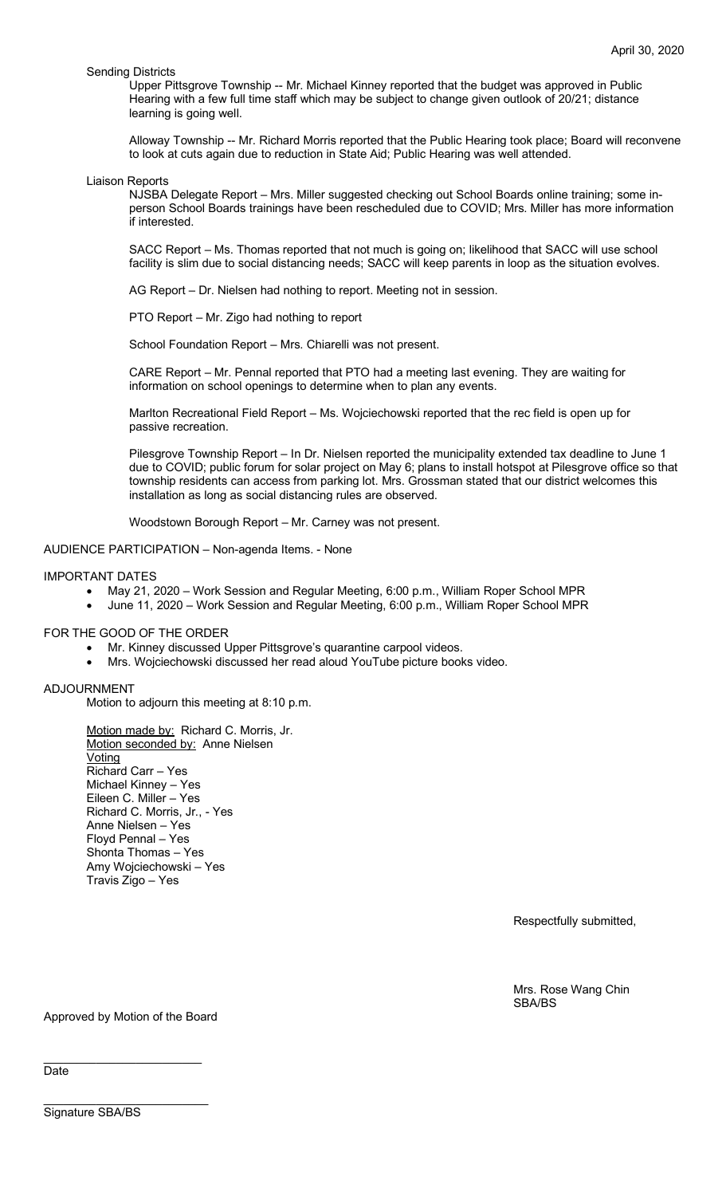April 30, 2020

Sending Districts

Upper Pittsgrove Township -- Mr. Michael Kinney reported that the budget was approved in Public Hearing with a few full time staff which may be subject to change given outlook of 20/21; distance learning is going well.

Alloway Township -- Mr. Richard Morris reported that the Public Hearing took place; Board will reconvene to look at cuts again due to reduction in State Aid; Public Hearing was well attended.

Liaison Reports

NJSBA Delegate Report – Mrs. Miller suggested checking out School Boards online training; some in-person School Boards trainings have been rescheduled due to COVID; Mrs. Miller has more information if interested.

SACC Report – Ms. Thomas reported that not much is going on; likelihood that SACC will use school facility is slim due to social distancing needs; SACC will keep parents in loop as the situation evolves.

AG Report – Dr. Nielsen had nothing to report. Meeting not in session.

PTO Report – Mr. Zigo had nothing to report

School Foundation Report – Mrs. Chiarelli was not present.

CARE Report – Mr. Pennal reported that PTO had a meeting last evening. They are waiting for information on school openings to determine when to plan any events.

Marlton Recreational Field Report – Ms. Wojciechowski reported that the rec field is open up for passive recreation.

Pilesgrove Township Report – In Dr. Nielsen reported the municipality extended tax deadline to June 1 due to COVID; public forum for solar project on May 6; plans to install hotspot at Pilesgrove office so that township residents can access from parking lot. Mrs. Grossman stated that our district welcomes this installation as long as social distancing rules are observed.

Woodstown Borough Report – Mr. Carney was not present.

AUDIENCE PARTICIPATION – Non-agenda Items. - None

IMPORTANT DATES

- May 21, 2020 – Work Session and Regular Meeting, 6:00 p.m., William Roper School MPR
- June 11, 2020 – Work Session and Regular Meeting, 6:00 p.m., William Roper School MPR

FOR THE GOOD OF THE ORDER

- Mr. Kinney discussed Upper Pittsgrove's quarantine carpool videos.
- Mrs. Wojciechowski discussed her read aloud YouTube picture books video.

ADJOURNMENT

Motion to adjourn this meeting at 8:10 p.m.

Motion made by: Richard C. Morris, Jr.
Motion seconded by: Anne Nielsen
Voting
Richard Carr – Yes
Michael Kinney – Yes
Eileen C. Miller – Yes
Richard C. Morris, Jr., - Yes
Anne Nielsen – Yes
Floyd Pennal – Yes
Shonta Thomas – Yes
Amy Wojciechowski – Yes
Travis Zigo – Yes

Respectfully submitted,

Mrs. Rose Wang Chin
SBA/BS

Approved by Motion of the Board

\_\_\_\_\_\_\_\_\_\_\_\_\_\_\_\_\_\_\_\_\_\_\_\_
Date

\_\_\_\_\_\_\_\_\_\_\_\_\_\_\_\_\_\_\_\_\_\_\_\_\_
Signature SBA/BS